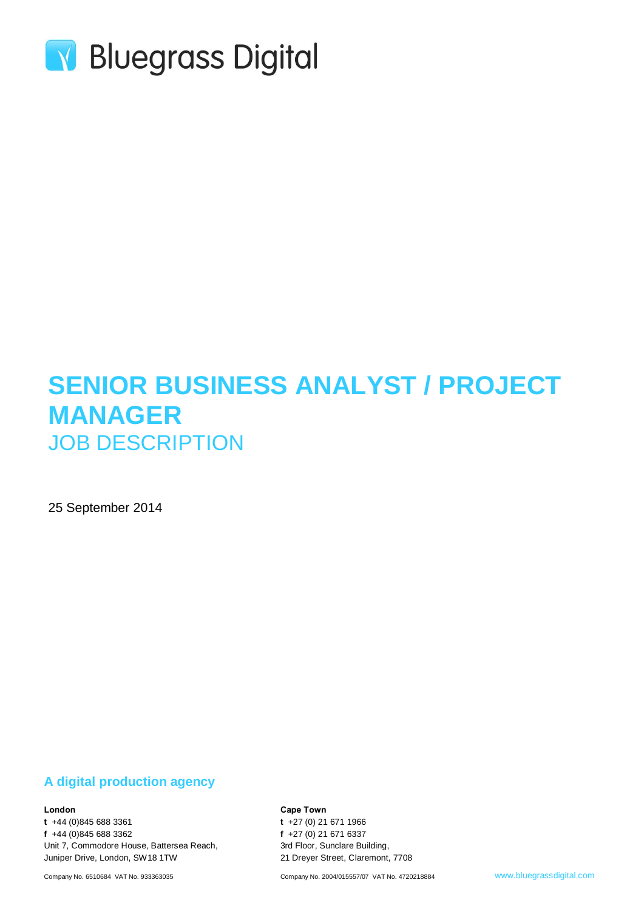Bluegrass Digital

# SENIOR BUSINESS ANALYST / PROJECT MANAGER

## JOB DESCRIPTION

25 September 2014

**A digital production agency**

**London**
**t** +44 (0)845 688 3361
**f** +44 (0)845 688 3362
Unit 7, Commodore House, Battersea Reach,
Juniper Drive, London, SW18 1TW

Company No. 6510684 VAT No. 933363035

**Cape Town**
**t** +27 (0) 21 671 1966
**f** +27 (0) 21 671 6337
3rd Floor, Sunclare Building,
21 Dreyer Street, Claremont, 7708

Company No. 2004/015557/07 VAT No. 4720218884

www.bluegrassdigital.com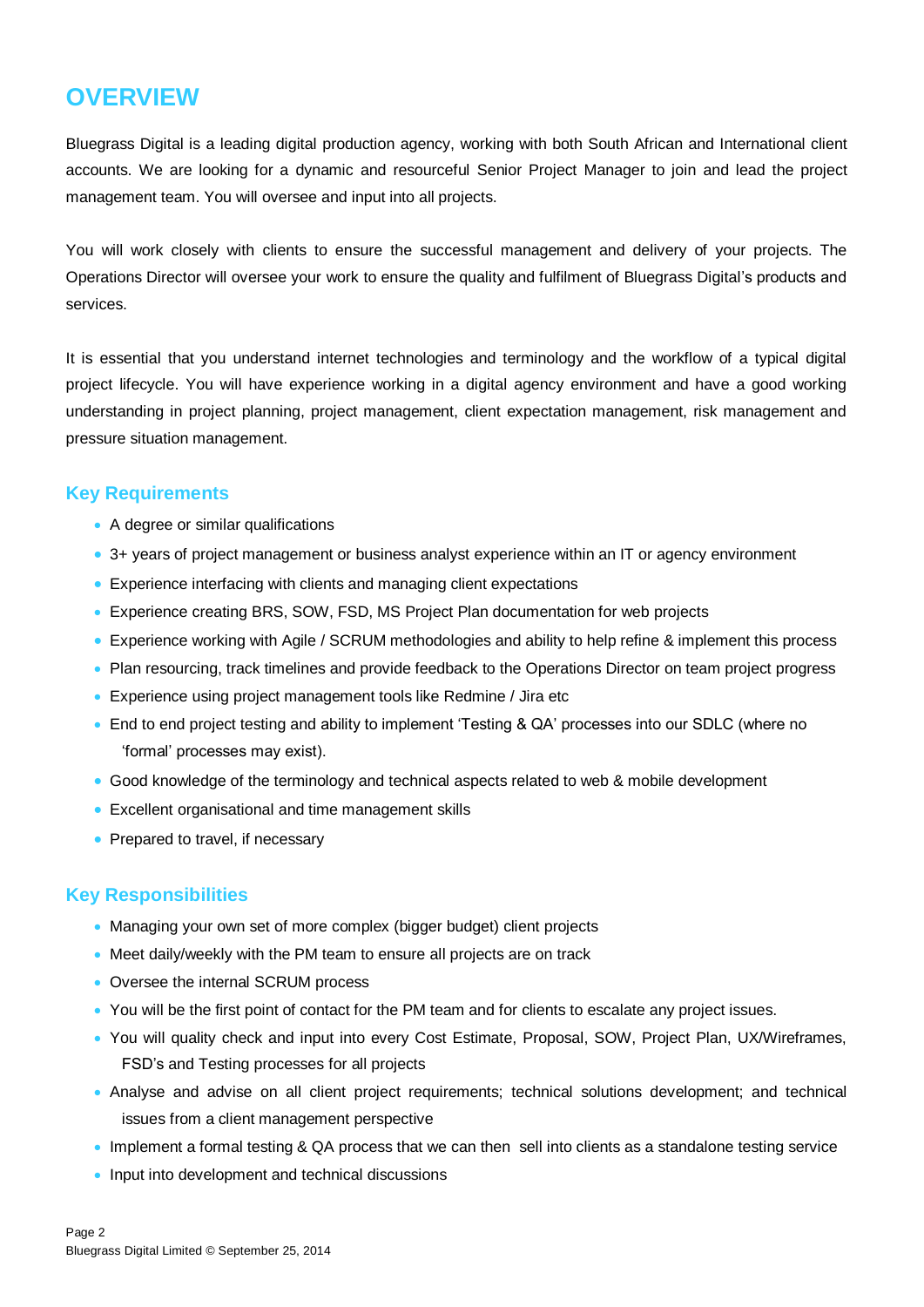# OVERVIEW

Bluegrass Digital is a leading digital production agency, working with both South African and International client accounts. We are looking for a dynamic and resourceful Senior Project Manager to join and lead the project management team. You will oversee and input into all projects.

You will work closely with clients to ensure the successful management and delivery of your projects. The Operations Director will oversee your work to ensure the quality and fulfilment of Bluegrass Digital's products and services.

It is essential that you understand internet technologies and terminology and the workflow of a typical digital project lifecycle. You will have experience working in a digital agency environment and have a good working understanding in project planning, project management, client expectation management, risk management and pressure situation management.

## Key Requirements

- A degree or similar qualifications
- 3+ years of project management or business analyst experience within an IT or agency environment
- Experience interfacing with clients and managing client expectations
- Experience creating BRS, SOW, FSD, MS Project Plan documentation for web projects
- Experience working with Agile / SCRUM methodologies and ability to help refine & implement this process
- Plan resourcing, track timelines and provide feedback to the Operations Director on team project progress
- Experience using project management tools like Redmine / Jira etc
- End to end project testing and ability to implement 'Testing & QA' processes into our SDLC (where no 'formal' processes may exist).
- Good knowledge of the terminology and technical aspects related to web & mobile development
- Excellent organisational and time management skills
- Prepared to travel, if necessary

## Key Responsibilities

- Managing your own set of more complex (bigger budget) client projects
- Meet daily/weekly with the PM team to ensure all projects are on track
- Oversee the internal SCRUM process
- You will be the first point of contact for the PM team and for clients to escalate any project issues.
- You will quality check and input into every Cost Estimate, Proposal, SOW, Project Plan, UX/Wireframes, FSD's and Testing processes for all projects
- Analyse and advise on all client project requirements; technical solutions development; and technical issues from a client management perspective
- Implement a formal testing & QA process that we can then sell into clients as a standalone testing service
- Input into development and technical discussions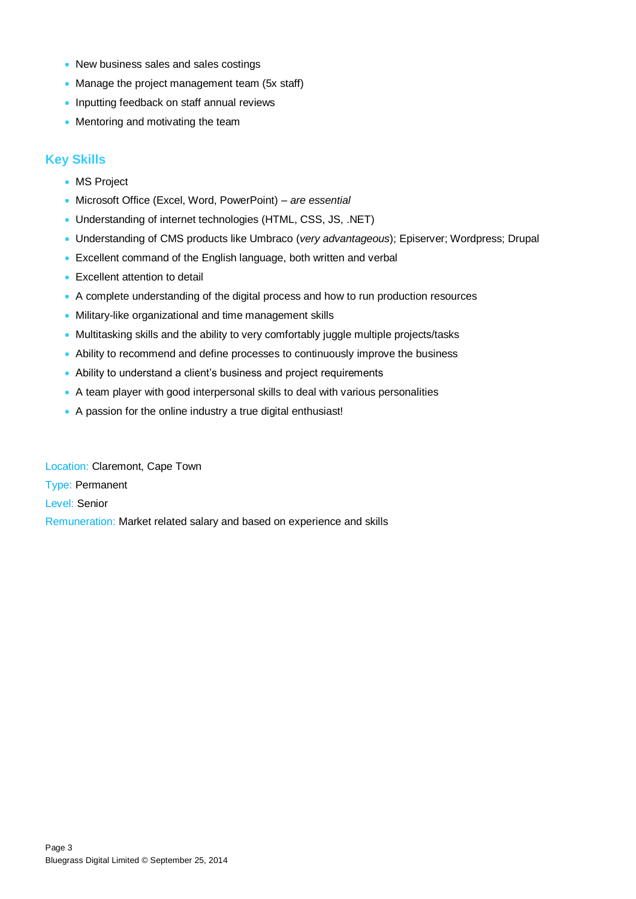- New business sales and sales costings
- Manage the project management team (5x staff)
- Inputting feedback on staff annual reviews
- Mentoring and motivating the team

## Key Skills

- MS Project
- Microsoft Office (Excel, Word, PowerPoint) – *are essential*
- Understanding of internet technologies (HTML, CSS, JS, .NET)
- Understanding of CMS products like Umbraco (*very advantageous*); Episerver; Wordpress; Drupal
- Excellent command of the English language, both written and verbal
- Excellent attention to detail
- A complete understanding of the digital process and how to run production resources
- Military-like organizational and time management skills
- Multitasking skills and the ability to very comfortably juggle multiple projects/tasks
- Ability to recommend and define processes to continuously improve the business
- Ability to understand a client's business and project requirements
- A team player with good interpersonal skills to deal with various personalities
- A passion for the online industry a true digital enthusiast!

Location: Claremont, Cape Town

Type: Permanent

Level: Senior

Remuneration: Market related salary and based on experience and skills